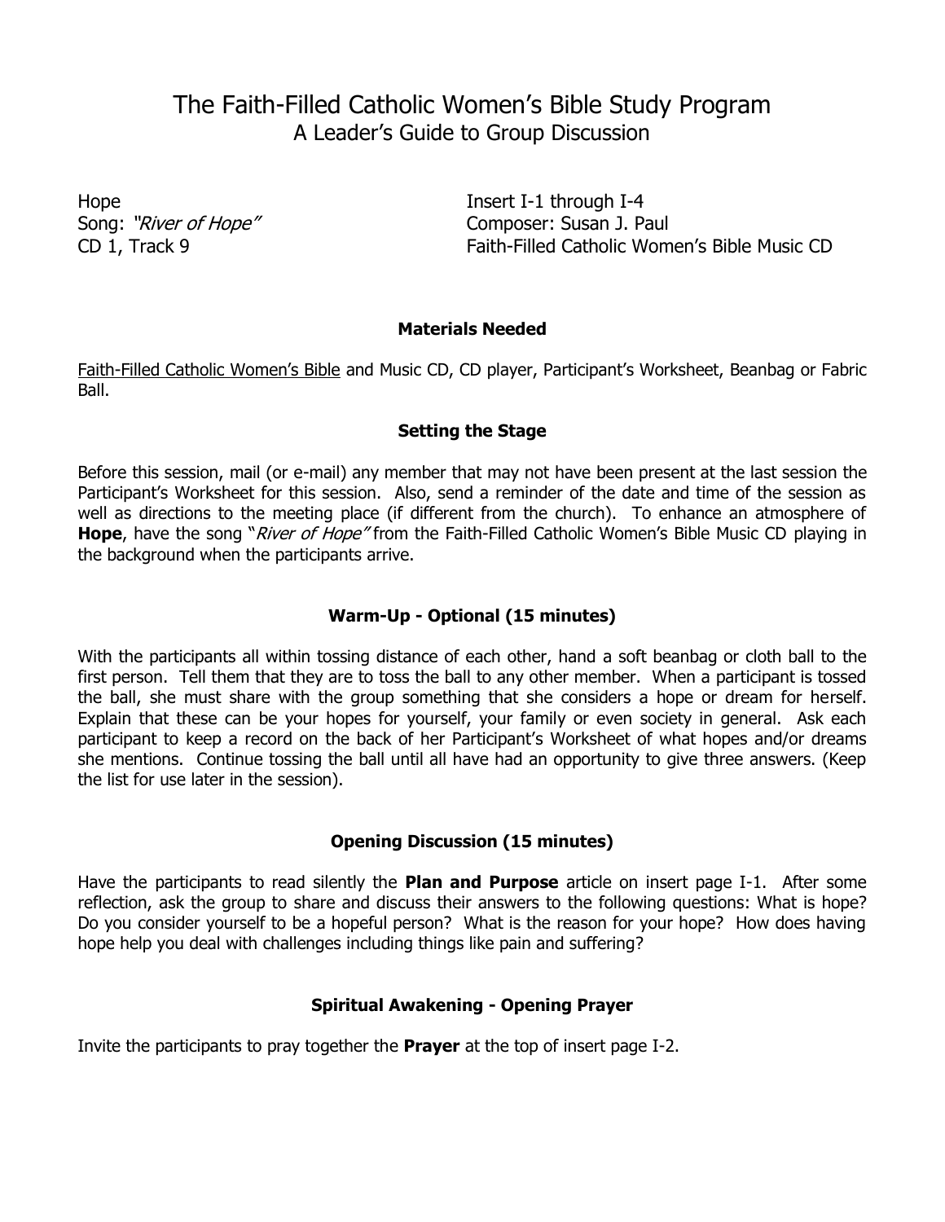# The Faith-Filled Catholic Women's Bible Study Program

## A Leader's Guide to Group Discussion

Hope
Song: *"River of Hope"*
CD 1, Track 9

Insert I-1 through I-4
Composer: Susan J. Paul
Faith-Filled Catholic Women's Bible Music CD

### Materials Needed

Faith-Filled Catholic Women's Bible and Music CD, CD player, Participant's Worksheet, Beanbag or Fabric Ball.

### Setting the Stage

Before this session, mail (or e-mail) any member that may not have been present at the last session the Participant's Worksheet for this session. Also, send a reminder of the date and time of the session as well as directions to the meeting place (if different from the church). To enhance an atmosphere of **Hope**, have the song "*River of Hope"* from the Faith-Filled Catholic Women's Bible Music CD playing in the background when the participants arrive.

### Warm-Up - Optional (15 minutes)

With the participants all within tossing distance of each other, hand a soft beanbag or cloth ball to the first person. Tell them that they are to toss the ball to any other member. When a participant is tossed the ball, she must share with the group something that she considers a hope or dream for herself. Explain that these can be your hopes for yourself, your family or even society in general. Ask each participant to keep a record on the back of her Participant's Worksheet of what hopes and/or dreams she mentions. Continue tossing the ball until all have had an opportunity to give three answers. (Keep the list for use later in the session).

### Opening Discussion (15 minutes)

Have the participants to read silently the **Plan and Purpose** article on insert page I-1. After some reflection, ask the group to share and discuss their answers to the following questions: What is hope? Do you consider yourself to be a hopeful person? What is the reason for your hope? How does having hope help you deal with challenges including things like pain and suffering?

### Spiritual Awakening - Opening Prayer

Invite the participants to pray together the **Prayer** at the top of insert page I-2.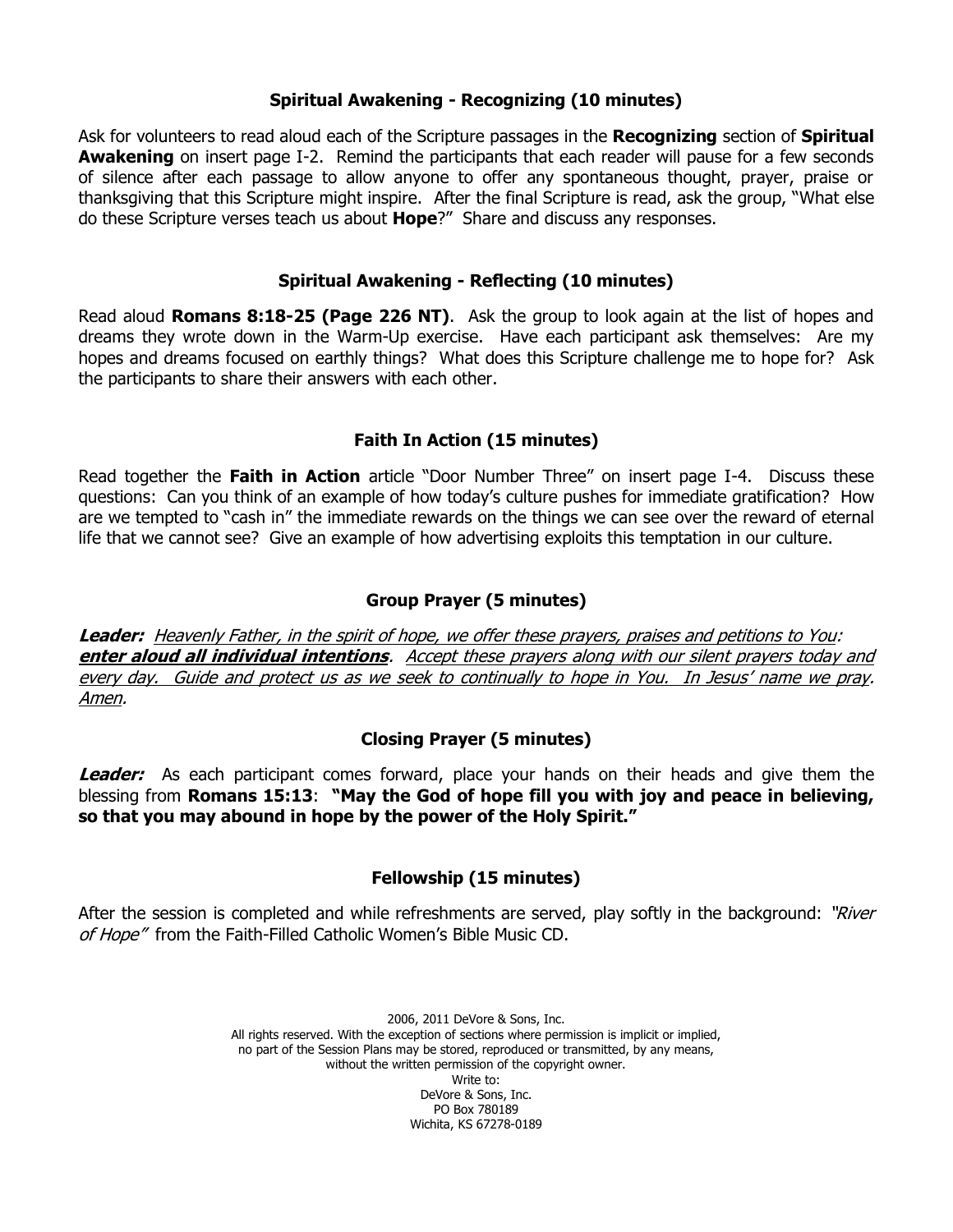### Spiritual Awakening - Recognizing (10 minutes)

Ask for volunteers to read aloud each of the Scripture passages in the **Recognizing** section of **Spiritual Awakening** on insert page I-2. Remind the participants that each reader will pause for a few seconds of silence after each passage to allow anyone to offer any spontaneous thought, prayer, praise or thanksgiving that this Scripture might inspire. After the final Scripture is read, ask the group, "What else do these Scripture verses teach us about **Hope**?" Share and discuss any responses.

### Spiritual Awakening - Reflecting (10 minutes)

Read aloud **Romans 8:18-25 (Page 226 NT)**. Ask the group to look again at the list of hopes and dreams they wrote down in the Warm-Up exercise. Have each participant ask themselves: Are my hopes and dreams focused on earthly things? What does this Scripture challenge me to hope for? Ask the participants to share their answers with each other.

### Faith In Action (15 minutes)

Read together the **Faith in Action** article "Door Number Three" on insert page I-4. Discuss these questions: Can you think of an example of how today's culture pushes for immediate gratification? How are we tempted to "cash in" the immediate rewards on the things we can see over the reward of eternal life that we cannot see? Give an example of how advertising exploits this temptation in our culture.

### Group Prayer (5 minutes)

***Leader:*** *Heavenly Father, in the spirit of hope, we offer these prayers, praises and petitions to You:* ***enter aloud all individual intentions****. Accept these prayers along with our silent prayers today and every day. Guide and protect us as we seek to continually to hope in You. In Jesus' name we pray. Amen.*

### Closing Prayer (5 minutes)

***Leader:*** As each participant comes forward, place your hands on their heads and give them the blessing from **Romans 15:13**: **"May the God of hope fill you with joy and peace in believing, so that you may abound in hope by the power of the Holy Spirit."**

### Fellowship (15 minutes)

After the session is completed and while refreshments are served, play softly in the background: *"River of Hope"* from the Faith-Filled Catholic Women's Bible Music CD.

2006, 2011 DeVore & Sons, Inc.
All rights reserved. With the exception of sections where permission is implicit or implied, no part of the Session Plans may be stored, reproduced or transmitted, by any means, without the written permission of the copyright owner.
Write to:
DeVore & Sons, Inc.
PO Box 780189
Wichita, KS 67278-0189